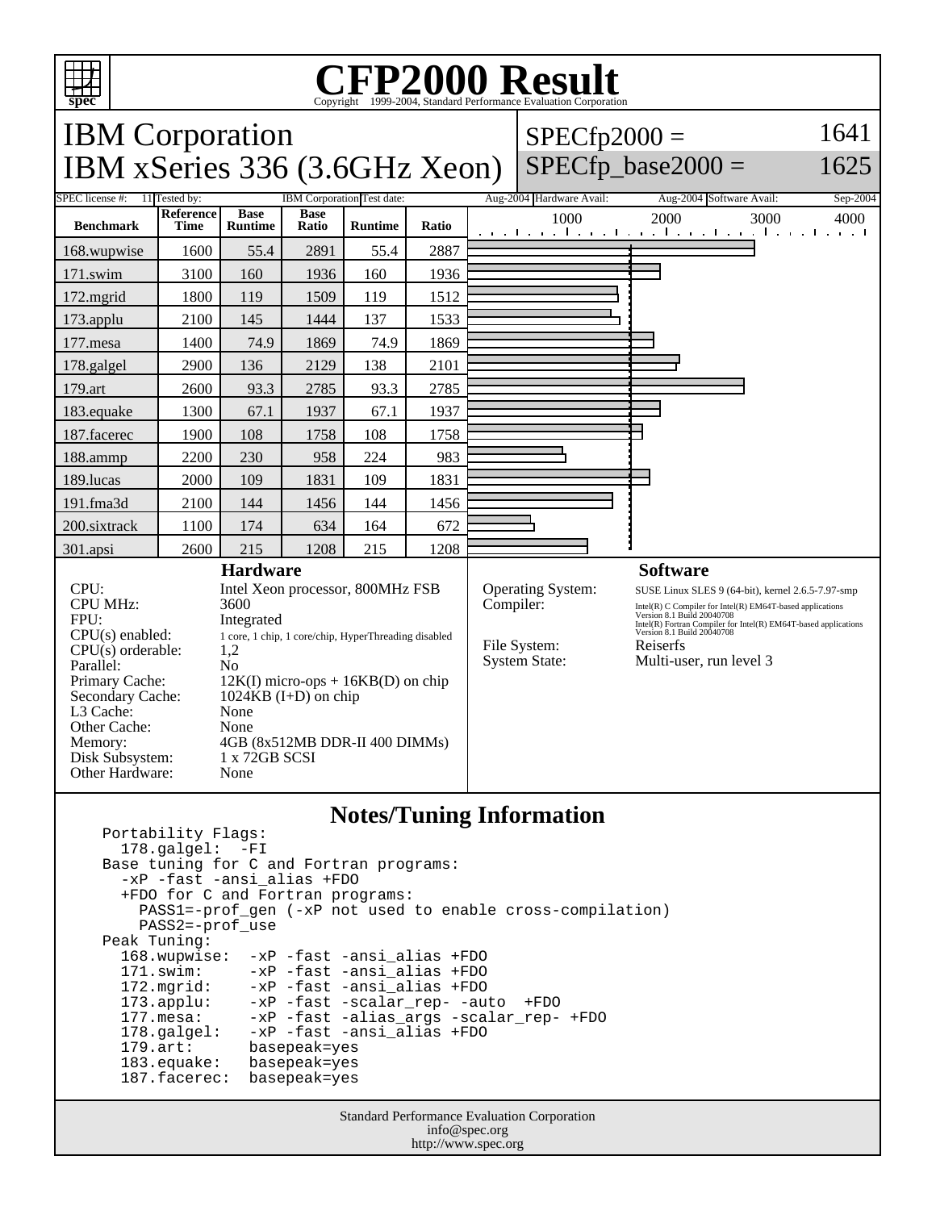# CFP2000 Result

Copyright 1999-2004, Standard Performance Evaluation Corporation

## IBM Corporation
## IBM xSeries 336 (3.6GHz Xeon)

SPECfp2000 = 1641
SPECfp_base2000 = 1625

| SPEC license #: | 11 | Tested by: | IBM Corporation | Test date: | Aug-2004 | Hardware Avail: | Aug-2004 | Software Avail: | Sep-2004 |
|---|---|---|---|---|---|---|---|---|---|

| Benchmark | Reference Time | Base Runtime | Base Ratio | Runtime | Ratio |
|---|---|---|---|---|---|
| 168.wupwise | 1600 | 55.4 | 2891 | 55.4 | 2887 |
| 171.swim | 3100 | 160 | 1936 | 160 | 1936 |
| 172.mgrid | 1800 | 119 | 1509 | 119 | 1512 |
| 173.applu | 2100 | 145 | 1444 | 137 | 1533 |
| 177.mesa | 1400 | 74.9 | 1869 | 74.9 | 1869 |
| 178.galgel | 2900 | 136 | 2129 | 138 | 2101 |
| 179.art | 2600 | 93.3 | 2785 | 93.3 | 2785 |
| 183.equake | 1300 | 67.1 | 1937 | 67.1 | 1937 |
| 187.facerec | 1900 | 108 | 1758 | 108 | 1758 |
| 188.ammp | 2200 | 230 | 958 | 224 | 983 |
| 189.lucas | 2000 | 109 | 1831 | 109 | 1831 |
| 191.fma3d | 2100 | 144 | 1456 | 144 | 1456 |
| 200.sixtrack | 1100 | 174 | 634 | 164 | 672 |
| 301.apsi | 2600 | 215 | 1208 | 215 | 1208 |

### Hardware

| | |
|---|---|
| CPU: | Intel Xeon processor, 800MHz FSB |
| CPU MHz: | 3600 |
| FPU: | Integrated |
| CPU(s) enabled: | 1 core, 1 chip, 1 core/chip, HyperThreading disabled |
| CPU(s) orderable: | 1,2 |
| Parallel: | No |
| Primary Cache: | 12K(I) micro-ops + 16KB(D) on chip |
| Secondary Cache: | 1024KB (I+D) on chip |
| L3 Cache: | None |
| Other Cache: | None |
| Memory: | 4GB (8x512MB DDR-II 400 DIMMs) |
| Disk Subsystem: | 1 x 72GB SCSI |
| Other Hardware: | None |

### Software

| | |
|---|---|
| Operating System: | SUSE Linux SLES 9 (64-bit), kernel 2.6.5-7.97-smp |
| Compiler: | Intel(R) C Compiler for Intel(R) EM64T-based applications Version 8.1 Build 20040708<br>Intel(R) Fortran Compiler for Intel(R) EM64T-based applications Version 8.1 Build 20040708 |
| File System: | Reiserfs |
| System State: | Multi-user, run level 3 |

### Notes/Tuning Information

```
Portability Flags:
  178.galgel:  -FI
Base tuning for C and Fortran programs:
  -xP -fast -ansi_alias +FDO
  +FDO for C and Fortran programs:
    PASS1=-prof_gen (-xP not used to enable cross-compilation)
    PASS2=-prof_use
Peak Tuning:
  168.wupwise:  -xP -fast -ansi_alias +FDO
  171.swim:     -xP -fast -ansi_alias +FDO
  172.mgrid:    -xP -fast -ansi_alias +FDO
  173.applu:    -xP -fast -scalar_rep- -auto  +FDO
  177.mesa:     -xP -fast -alias_args -scalar_rep- +FDO
  178.galgel:   -xP -fast -ansi_alias +FDO
  179.art:      basepeak=yes
  183.equake:   basepeak=yes
  187.facerec:  basepeak=yes
```

Standard Performance Evaluation Corporation
info@spec.org
http://www.spec.org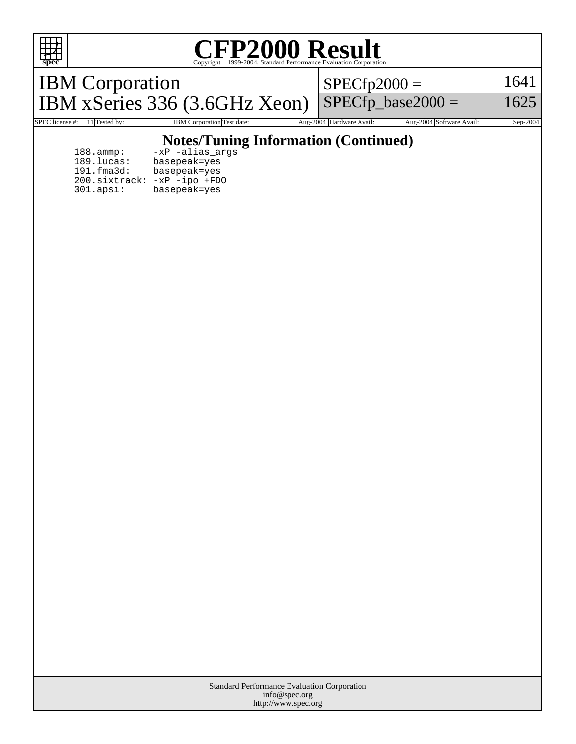# CFP2000 Result

Copyright 1999-2004, Standard Performance Evaluation Corporation

## IBM Corporation
## IBM xSeries 336 (3.6GHz Xeon)

SPECfp2000 = 1641

SPECfp_base2000 = 1625

| SPEC license #: | 11 | Tested by: | IBM Corporation | Test date: | Aug-2004 | Hardware Avail: | Aug-2004 | Software Avail: | Sep-2004 |
|---|---|---|---|---|---|---|---|---|---|

### Notes/Tuning Information (Continued)

```
188.ammp:      -xP -alias_args
189.lucas:     basepeak=yes
191.fma3d:     basepeak=yes
200.sixtrack: -xP -ipo +FDO
301.apsi:      basepeak=yes
```

Standard Performance Evaluation Corporation
info@spec.org
http://www.spec.org